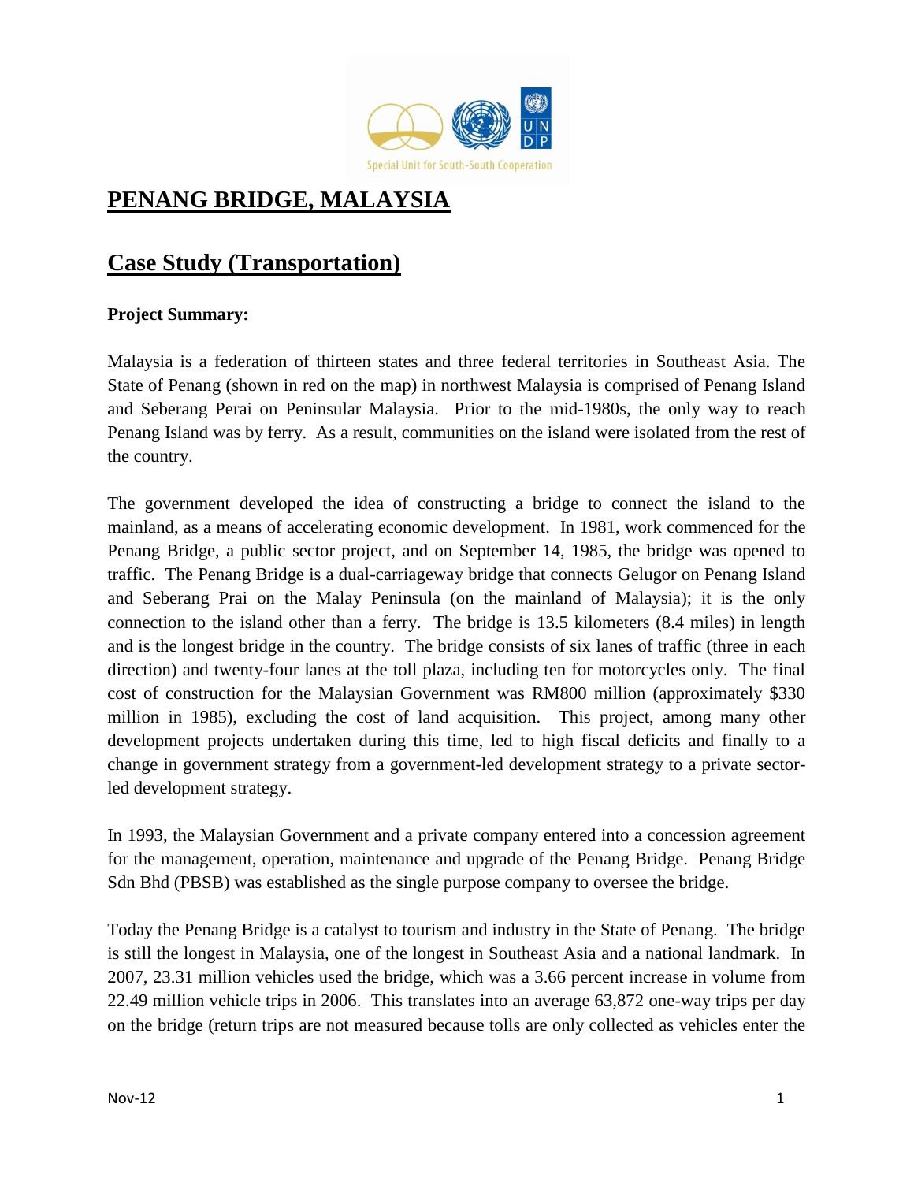Special Unit for South-South Cooperation

# PENANG BRIDGE, MALAYSIA

## Case Study (Transportation)

**Project Summary:**

Malaysia is a federation of thirteen states and three federal territories in Southeast Asia. The State of Penang (shown in red on the map) in northwest Malaysia is comprised of Penang Island and Seberang Perai on Peninsular Malaysia. Prior to the mid-1980s, the only way to reach Penang Island was by ferry. As a result, communities on the island were isolated from the rest of the country.

The government developed the idea of constructing a bridge to connect the island to the mainland, as a means of accelerating economic development. In 1981, work commenced for the Penang Bridge, a public sector project, and on September 14, 1985, the bridge was opened to traffic. The Penang Bridge is a dual-carriageway bridge that connects Gelugor on Penang Island and Seberang Prai on the Malay Peninsula (on the mainland of Malaysia); it is the only connection to the island other than a ferry. The bridge is 13.5 kilometers (8.4 miles) in length and is the longest bridge in the country. The bridge consists of six lanes of traffic (three in each direction) and twenty-four lanes at the toll plaza, including ten for motorcycles only. The final cost of construction for the Malaysian Government was RM800 million (approximately $330 million in 1985), excluding the cost of land acquisition. This project, among many other development projects undertaken during this time, led to high fiscal deficits and finally to a change in government strategy from a government-led development strategy to a private sector-led development strategy.

In 1993, the Malaysian Government and a private company entered into a concession agreement for the management, operation, maintenance and upgrade of the Penang Bridge. Penang Bridge Sdn Bhd (PBSB) was established as the single purpose company to oversee the bridge.

Today the Penang Bridge is a catalyst to tourism and industry in the State of Penang. The bridge is still the longest in Malaysia, one of the longest in Southeast Asia and a national landmark. In 2007, 23.31 million vehicles used the bridge, which was a 3.66 percent increase in volume from 22.49 million vehicle trips in 2006. This translates into an average 63,872 one-way trips per day on the bridge (return trips are not measured because tolls are only collected as vehicles enter the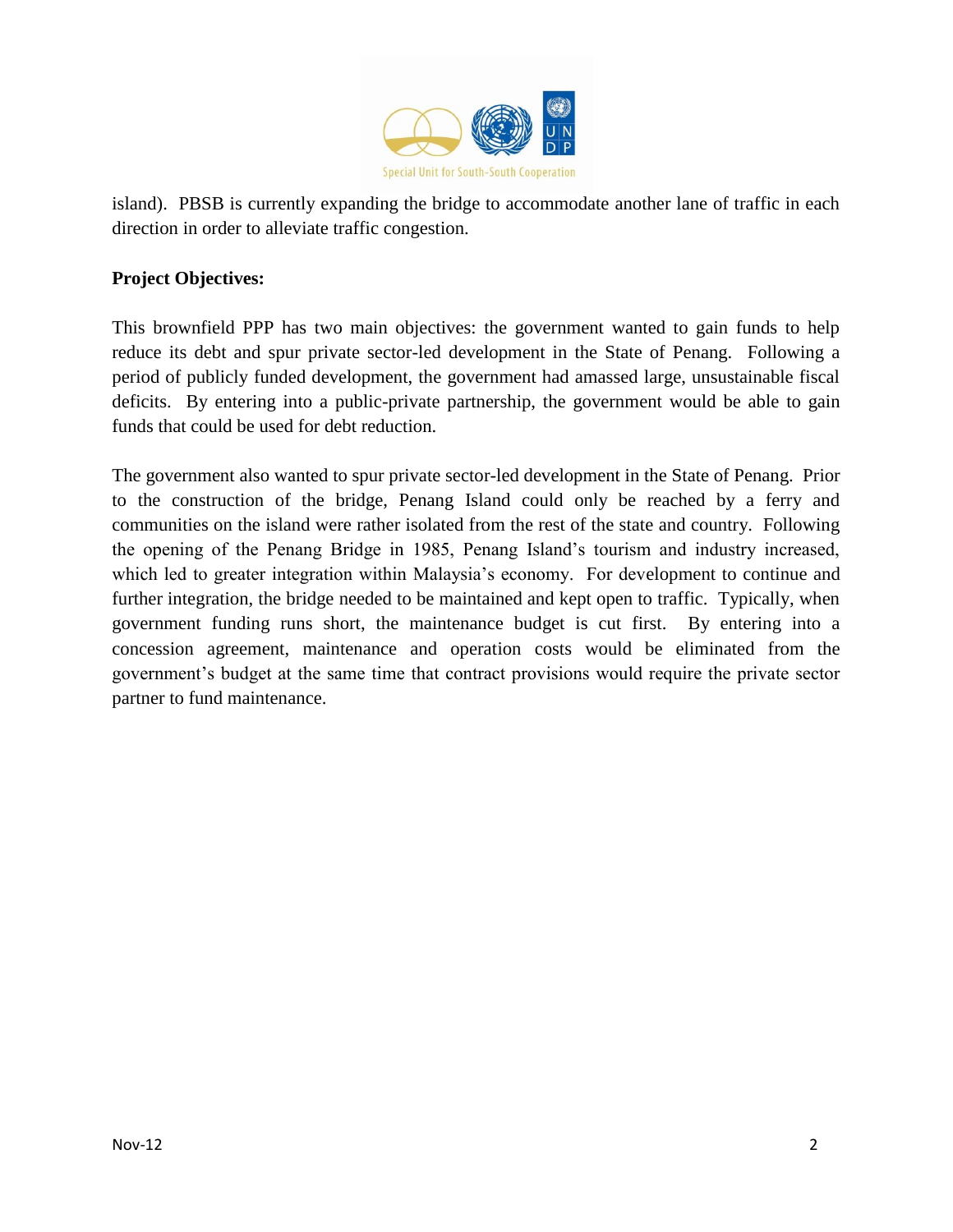island). PBSB is currently expanding the bridge to accommodate another lane of traffic in each direction in order to alleviate traffic congestion.

**Project Objectives:**

This brownfield PPP has two main objectives: the government wanted to gain funds to help reduce its debt and spur private sector-led development in the State of Penang. Following a period of publicly funded development, the government had amassed large, unsustainable fiscal deficits. By entering into a public-private partnership, the government would be able to gain funds that could be used for debt reduction.

The government also wanted to spur private sector-led development in the State of Penang. Prior to the construction of the bridge, Penang Island could only be reached by a ferry and communities on the island were rather isolated from the rest of the state and country. Following the opening of the Penang Bridge in 1985, Penang Island's tourism and industry increased, which led to greater integration within Malaysia's economy. For development to continue and further integration, the bridge needed to be maintained and kept open to traffic. Typically, when government funding runs short, the maintenance budget is cut first. By entering into a concession agreement, maintenance and operation costs would be eliminated from the government's budget at the same time that contract provisions would require the private sector partner to fund maintenance.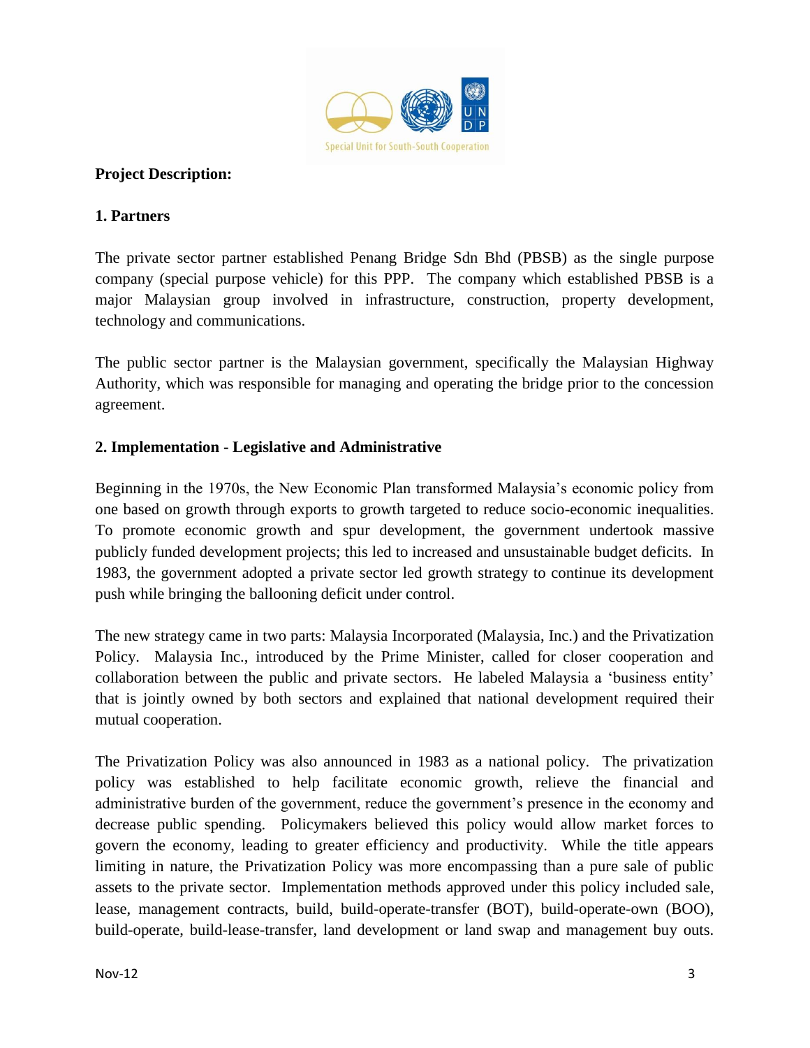**Project Description:**

**1. Partners**

The private sector partner established Penang Bridge Sdn Bhd (PBSB) as the single purpose company (special purpose vehicle) for this PPP. The company which established PBSB is a major Malaysian group involved in infrastructure, construction, property development, technology and communications.

The public sector partner is the Malaysian government, specifically the Malaysian Highway Authority, which was responsible for managing and operating the bridge prior to the concession agreement.

**2. Implementation - Legislative and Administrative**

Beginning in the 1970s, the New Economic Plan transformed Malaysia's economic policy from one based on growth through exports to growth targeted to reduce socio-economic inequalities. To promote economic growth and spur development, the government undertook massive publicly funded development projects; this led to increased and unsustainable budget deficits. In 1983, the government adopted a private sector led growth strategy to continue its development push while bringing the ballooning deficit under control.

The new strategy came in two parts: Malaysia Incorporated (Malaysia, Inc.) and the Privatization Policy. Malaysia Inc., introduced by the Prime Minister, called for closer cooperation and collaboration between the public and private sectors. He labeled Malaysia a 'business entity' that is jointly owned by both sectors and explained that national development required their mutual cooperation.

The Privatization Policy was also announced in 1983 as a national policy. The privatization policy was established to help facilitate economic growth, relieve the financial and administrative burden of the government, reduce the government's presence in the economy and decrease public spending. Policymakers believed this policy would allow market forces to govern the economy, leading to greater efficiency and productivity. While the title appears limiting in nature, the Privatization Policy was more encompassing than a pure sale of public assets to the private sector. Implementation methods approved under this policy included sale, lease, management contracts, build, build-operate-transfer (BOT), build-operate-own (BOO), build-operate, build-lease-transfer, land development or land swap and management buy outs.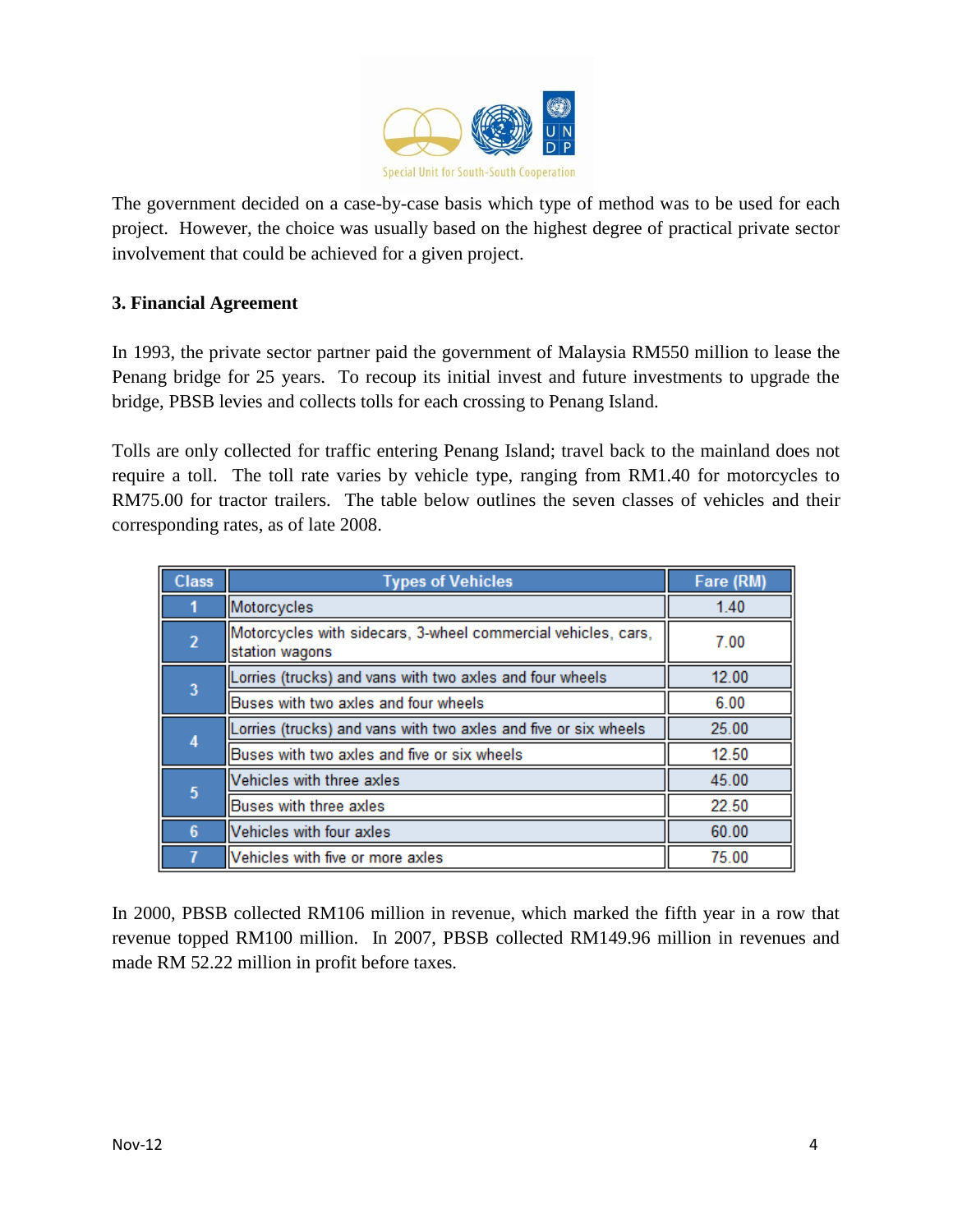The government decided on a case-by-case basis which type of method was to be used for each project. However, the choice was usually based on the highest degree of practical private sector involvement that could be achieved for a given project.

### 3. Financial Agreement

In 1993, the private sector partner paid the government of Malaysia RM550 million to lease the Penang bridge for 25 years. To recoup its initial invest and future investments to upgrade the bridge, PBSB levies and collects tolls for each crossing to Penang Island.

Tolls are only collected for traffic entering Penang Island; travel back to the mainland does not require a toll. The toll rate varies by vehicle type, ranging from RM1.40 for motorcycles to RM75.00 for tractor trailers. The table below outlines the seven classes of vehicles and their corresponding rates, as of late 2008.

| Class | Types of Vehicles | Fare (RM) |
|---|---|---|
| 1 | Motorcycles | 1.40 |
| 2 | Motorcycles with sidecars, 3-wheel commercial vehicles, cars, station wagons | 7.00 |
| 3 | Lorries (trucks) and vans with two axles and four wheels | 12.00 |
| | Buses with two axles and four wheels | 6.00 |
| 4 | Lorries (trucks) and vans with two axles and five or six wheels | 25.00 |
| | Buses with two axles and five or six wheels | 12.50 |
| 5 | Vehicles with three axles | 45.00 |
| | Buses with three axles | 22.50 |
| 6 | Vehicles with four axles | 60.00 |
| 7 | Vehicles with five or more axles | 75.00 |

In 2000, PBSB collected RM106 million in revenue, which marked the fifth year in a row that revenue topped RM100 million. In 2007, PBSB collected RM149.96 million in revenues and made RM 52.22 million in profit before taxes.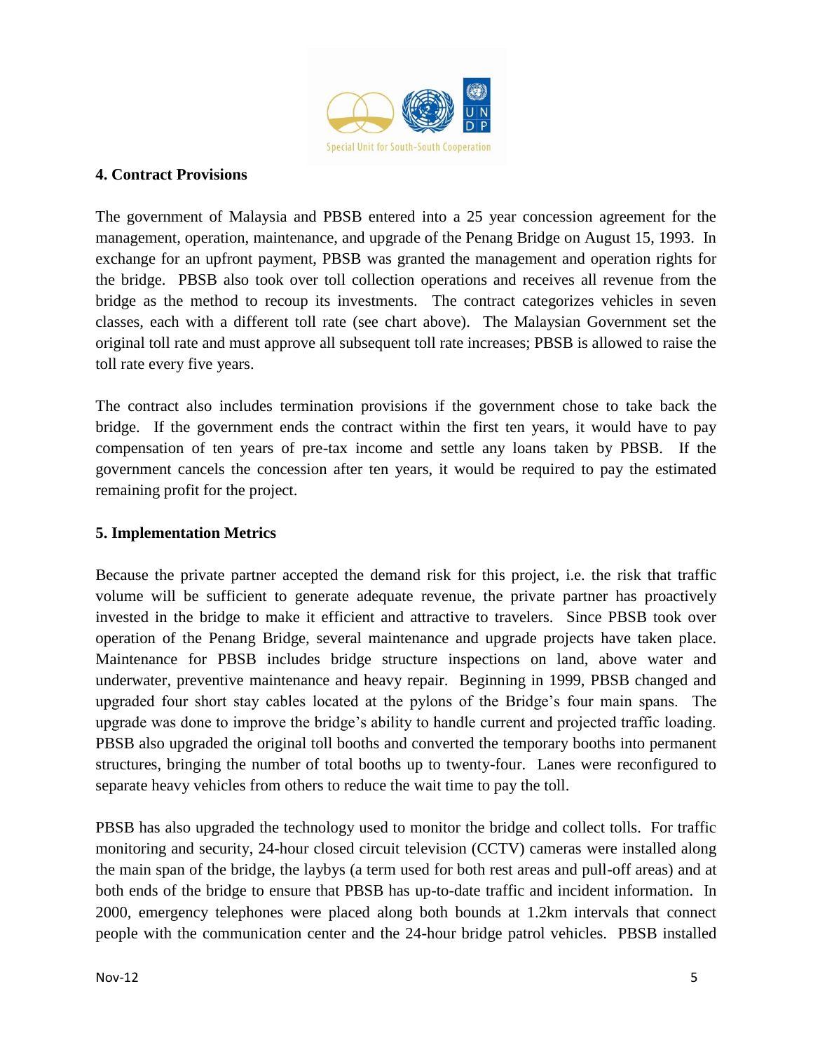## 4. Contract Provisions

The government of Malaysia and PBSB entered into a 25 year concession agreement for the management, operation, maintenance, and upgrade of the Penang Bridge on August 15, 1993. In exchange for an upfront payment, PBSB was granted the management and operation rights for the bridge. PBSB also took over toll collection operations and receives all revenue from the bridge as the method to recoup its investments. The contract categorizes vehicles in seven classes, each with a different toll rate (see chart above). The Malaysian Government set the original toll rate and must approve all subsequent toll rate increases; PBSB is allowed to raise the toll rate every five years.

The contract also includes termination provisions if the government chose to take back the bridge. If the government ends the contract within the first ten years, it would have to pay compensation of ten years of pre-tax income and settle any loans taken by PBSB. If the government cancels the concession after ten years, it would be required to pay the estimated remaining profit for the project.

## 5. Implementation Metrics

Because the private partner accepted the demand risk for this project, i.e. the risk that traffic volume will be sufficient to generate adequate revenue, the private partner has proactively invested in the bridge to make it efficient and attractive to travelers. Since PBSB took over operation of the Penang Bridge, several maintenance and upgrade projects have taken place. Maintenance for PBSB includes bridge structure inspections on land, above water and underwater, preventive maintenance and heavy repair. Beginning in 1999, PBSB changed and upgraded four short stay cables located at the pylons of the Bridge's four main spans. The upgrade was done to improve the bridge's ability to handle current and projected traffic loading. PBSB also upgraded the original toll booths and converted the temporary booths into permanent structures, bringing the number of total booths up to twenty-four. Lanes were reconfigured to separate heavy vehicles from others to reduce the wait time to pay the toll.

PBSB has also upgraded the technology used to monitor the bridge and collect tolls. For traffic monitoring and security, 24-hour closed circuit television (CCTV) cameras were installed along the main span of the bridge, the laybys (a term used for both rest areas and pull-off areas) and at both ends of the bridge to ensure that PBSB has up-to-date traffic and incident information. In 2000, emergency telephones were placed along both bounds at 1.2km intervals that connect people with the communication center and the 24-hour bridge patrol vehicles. PBSB installed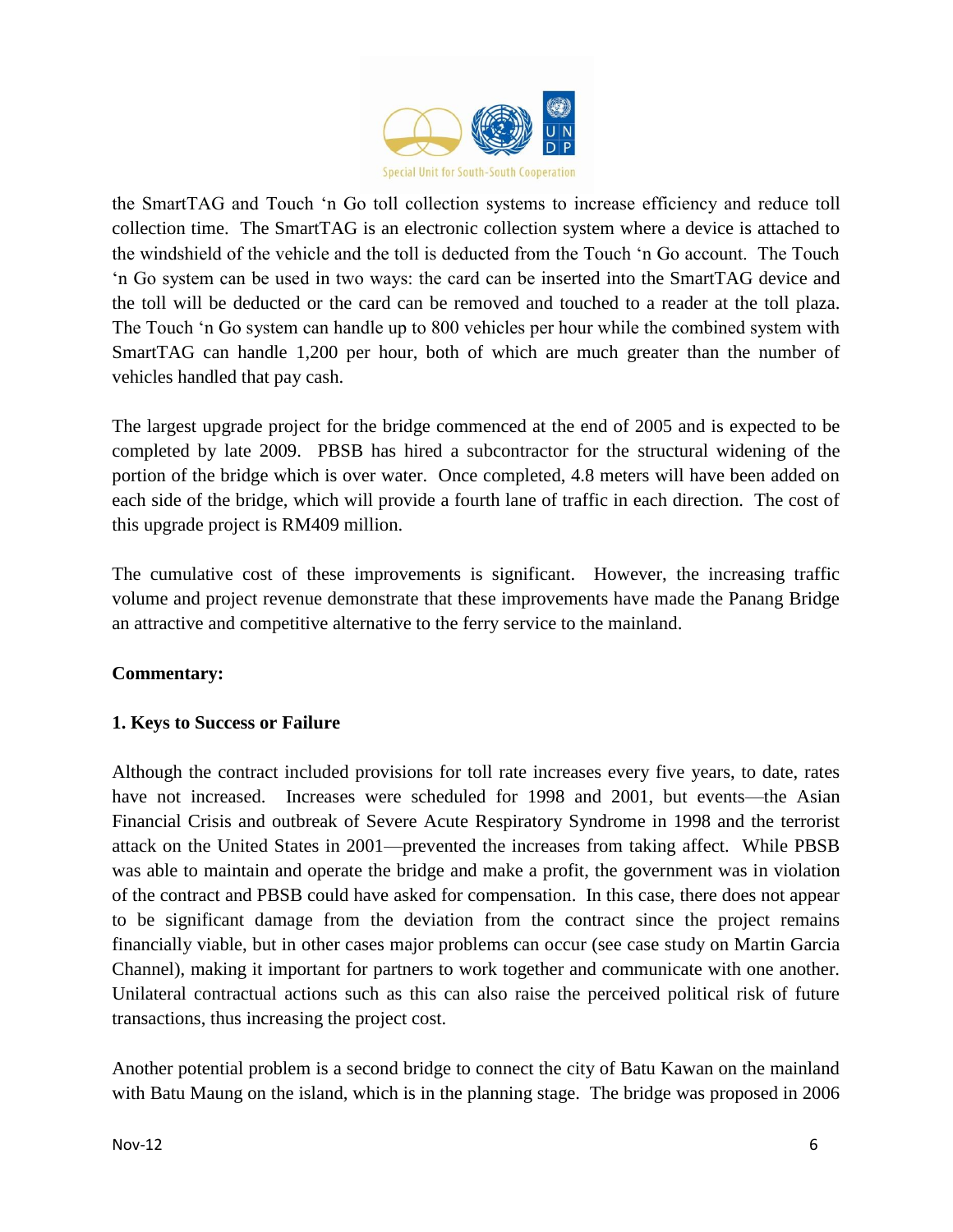the SmartTAG and Touch 'n Go toll collection systems to increase efficiency and reduce toll collection time. The SmartTAG is an electronic collection system where a device is attached to the windshield of the vehicle and the toll is deducted from the Touch 'n Go account. The Touch 'n Go system can be used in two ways: the card can be inserted into the SmartTAG device and the toll will be deducted or the card can be removed and touched to a reader at the toll plaza. The Touch 'n Go system can handle up to 800 vehicles per hour while the combined system with SmartTAG can handle 1,200 per hour, both of which are much greater than the number of vehicles handled that pay cash.

The largest upgrade project for the bridge commenced at the end of 2005 and is expected to be completed by late 2009. PBSB has hired a subcontractor for the structural widening of the portion of the bridge which is over water. Once completed, 4.8 meters will have been added on each side of the bridge, which will provide a fourth lane of traffic in each direction. The cost of this upgrade project is RM409 million.

The cumulative cost of these improvements is significant. However, the increasing traffic volume and project revenue demonstrate that these improvements have made the Panang Bridge an attractive and competitive alternative to the ferry service to the mainland.

**Commentary:**

**1. Keys to Success or Failure**

Although the contract included provisions for toll rate increases every five years, to date, rates have not increased. Increases were scheduled for 1998 and 2001, but events—the Asian Financial Crisis and outbreak of Severe Acute Respiratory Syndrome in 1998 and the terrorist attack on the United States in 2001—prevented the increases from taking affect. While PBSB was able to maintain and operate the bridge and make a profit, the government was in violation of the contract and PBSB could have asked for compensation. In this case, there does not appear to be significant damage from the deviation from the contract since the project remains financially viable, but in other cases major problems can occur (see case study on Martin Garcia Channel), making it important for partners to work together and communicate with one another. Unilateral contractual actions such as this can also raise the perceived political risk of future transactions, thus increasing the project cost.

Another potential problem is a second bridge to connect the city of Batu Kawan on the mainland with Batu Maung on the island, which is in the planning stage. The bridge was proposed in 2006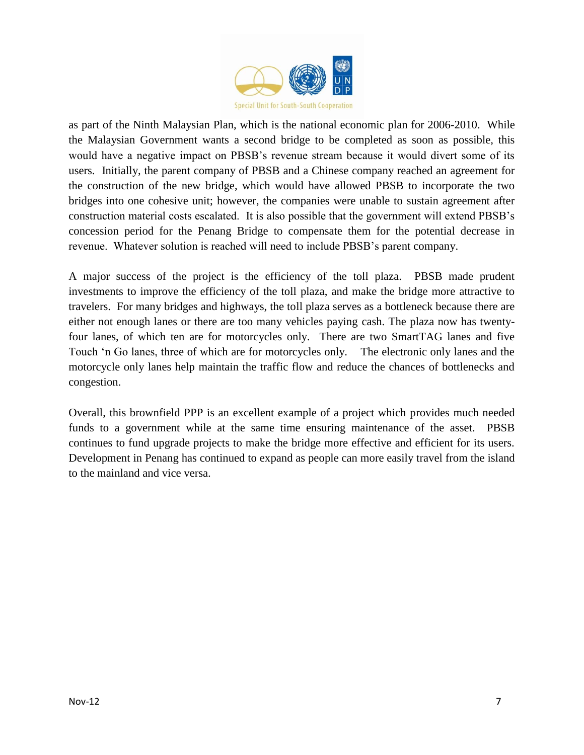as part of the Ninth Malaysian Plan, which is the national economic plan for 2006-2010. While the Malaysian Government wants a second bridge to be completed as soon as possible, this would have a negative impact on PBSB's revenue stream because it would divert some of its users. Initially, the parent company of PBSB and a Chinese company reached an agreement for the construction of the new bridge, which would have allowed PBSB to incorporate the two bridges into one cohesive unit; however, the companies were unable to sustain agreement after construction material costs escalated. It is also possible that the government will extend PBSB's concession period for the Penang Bridge to compensate them for the potential decrease in revenue. Whatever solution is reached will need to include PBSB's parent company.

A major success of the project is the efficiency of the toll plaza. PBSB made prudent investments to improve the efficiency of the toll plaza, and make the bridge more attractive to travelers. For many bridges and highways, the toll plaza serves as a bottleneck because there are either not enough lanes or there are too many vehicles paying cash. The plaza now has twenty-four lanes, of which ten are for motorcycles only. There are two SmartTAG lanes and five Touch 'n Go lanes, three of which are for motorcycles only. The electronic only lanes and the motorcycle only lanes help maintain the traffic flow and reduce the chances of bottlenecks and congestion.

Overall, this brownfield PPP is an excellent example of a project which provides much needed funds to a government while at the same time ensuring maintenance of the asset. PBSB continues to fund upgrade projects to make the bridge more effective and efficient for its users. Development in Penang has continued to expand as people can more easily travel from the island to the mainland and vice versa.